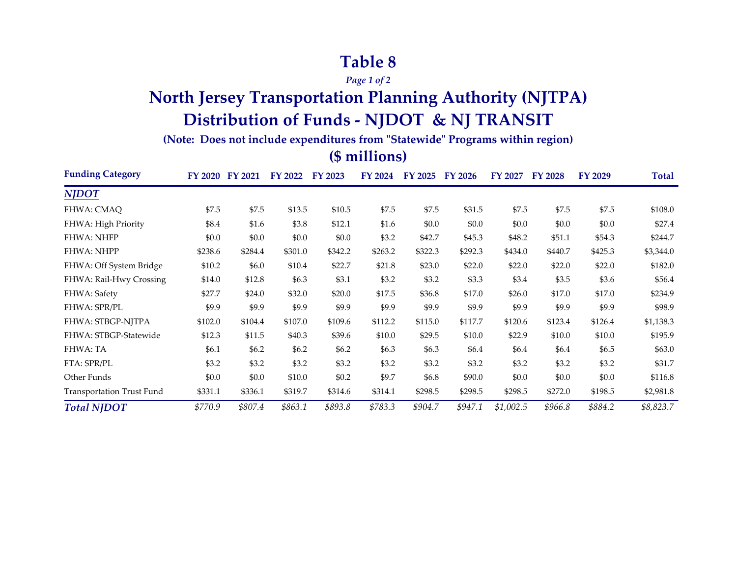# Table 8

*Page 1 of 2*

## North Jersey Transportation Planning Authority (NJTPA)

## Distribution of Funds - NJDOT & NJ TRANSIT

**(Note: Does not include expenditures from "Statewide" Programs within region)**

**($ millions)**

| Funding Category | FY 2020 | FY 2021 | FY 2022 | FY 2023 | FY 2024 | FY 2025 | FY 2026 | FY 2027 | FY 2028 | FY 2029 | Total |
|---|---|---|---|---|---|---|---|---|---|---|---|
| ***NJDOT*** | | | | | | | | | | | |
| FHWA: CMAQ | $7.5 | $7.5 | $13.5 | $10.5 | $7.5 | $7.5 | $31.5 | $7.5 | $7.5 | $7.5 | $108.0 |
| FHWA: High Priority | $8.4 | $1.6 | $3.8 | $12.1 | $1.6 | $0.0 | $0.0 | $0.0 | $0.0 | $0.0 | $27.4 |
| FHWA: NHFP | $0.0 | $0.0 | $0.0 | $0.0 | $3.2 | $42.7 | $45.3 | $48.2 | $51.1 | $54.3 | $244.7 |
| FHWA: NHPP | $238.6 | $284.4 | $301.0 | $342.2 | $263.2 | $322.3 | $292.3 | $434.0 | $440.7 | $425.3 | $3,344.0 |
| FHWA: Off System Bridge | $10.2 | $6.0 | $10.4 | $22.7 | $21.8 | $23.0 | $22.0 | $22.0 | $22.0 | $22.0 | $182.0 |
| FHWA: Rail-Hwy Crossing | $14.0 | $12.8 | $6.3 | $3.1 | $3.2 | $3.2 | $3.3 | $3.4 | $3.5 | $3.6 | $56.4 |
| FHWA: Safety | $27.7 | $24.0 | $32.0 | $20.0 | $17.5 | $36.8 | $17.0 | $26.0 | $17.0 | $17.0 | $234.9 |
| FHWA: SPR/PL | $9.9 | $9.9 | $9.9 | $9.9 | $9.9 | $9.9 | $9.9 | $9.9 | $9.9 | $9.9 | $98.9 |
| FHWA: STBGP-NJTPA | $102.0 | $104.4 | $107.0 | $109.6 | $112.2 | $115.0 | $117.7 | $120.6 | $123.4 | $126.4 | $1,138.3 |
| FHWA: STBGP-Statewide | $12.3 | $11.5 | $40.3 | $39.6 | $10.0 | $29.5 | $10.0 | $22.9 | $10.0 | $10.0 | $195.9 |
| FHWA: TA | $6.1 | $6.2 | $6.2 | $6.2 | $6.3 | $6.3 | $6.4 | $6.4 | $6.4 | $6.5 | $63.0 |
| FTA: SPR/PL | $3.2 | $3.2 | $3.2 | $3.2 | $3.2 | $3.2 | $3.2 | $3.2 | $3.2 | $3.2 | $31.7 |
| Other Funds | $0.0 | $0.0 | $10.0 | $0.2 | $9.7 | $6.8 | $90.0 | $0.0 | $0.0 | $0.0 | $116.8 |
| Transportation Trust Fund | $331.1 | $336.1 | $319.7 | $314.6 | $314.1 | $298.5 | $298.5 | $298.5 | $272.0 | $198.5 | $2,981.8 |
| ***Total NJDOT*** | *$770.9* | *$807.4* | *$863.1* | *$893.8* | *$783.3* | *$904.7* | *$947.1* | *$1,002.5* | *$966.8* | *$884.2* | *$8,823.7* |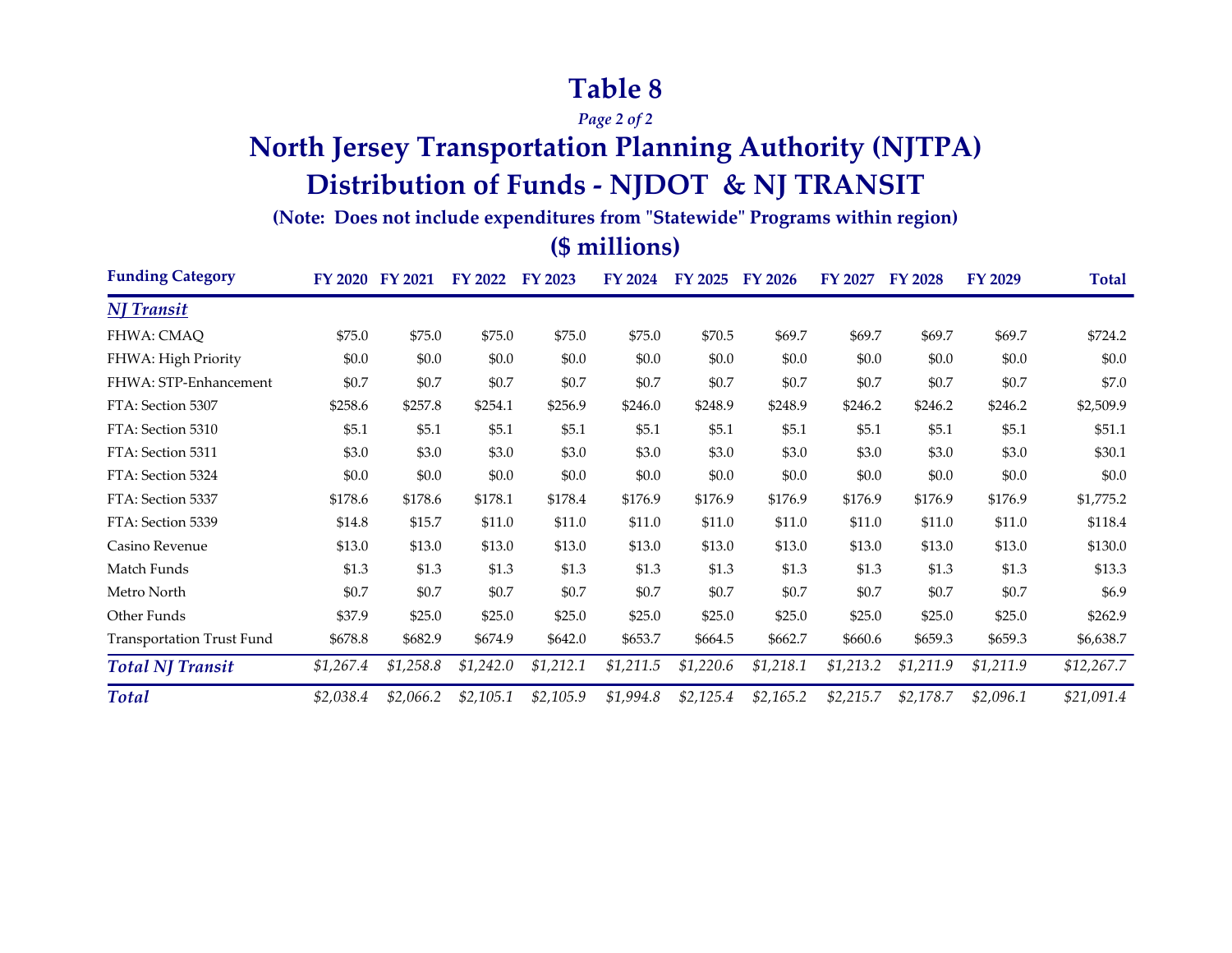# Table 8

*Page 2 of 2*

# North Jersey Transportation Planning Authority (NJTPA)

## Distribution of Funds - NJDOT & NJ TRANSIT

**(Note: Does not include expenditures from "Statewide" Programs within region)**

**($ millions)**

| Funding Category | FY 2020 | FY 2021 | FY 2022 | FY 2023 | FY 2024 | FY 2025 | FY 2026 | FY 2027 | FY 2028 | FY 2029 | Total |
|---|---|---|---|---|---|---|---|---|---|---|---|
| ***NJ Transit*** | | | | | | | | | | | |
| FHWA: CMAQ | $75.0 | $75.0 | $75.0 | $75.0 | $75.0 | $70.5 | $69.7 | $69.7 | $69.7 | $69.7 | $724.2 |
| FHWA: High Priority | $0.0 | $0.0 | $0.0 | $0.0 | $0.0 | $0.0 | $0.0 | $0.0 | $0.0 | $0.0 | $0.0 |
| FHWA: STP-Enhancement | $0.7 | $0.7 | $0.7 | $0.7 | $0.7 | $0.7 | $0.7 | $0.7 | $0.7 | $0.7 | $7.0 |
| FTA: Section 5307 | $258.6 | $257.8 | $254.1 | $256.9 | $246.0 | $248.9 | $248.9 | $246.2 | $246.2 | $246.2 | $2,509.9 |
| FTA: Section 5310 | $5.1 | $5.1 | $5.1 | $5.1 | $5.1 | $5.1 | $5.1 | $5.1 | $5.1 | $5.1 | $51.1 |
| FTA: Section 5311 | $3.0 | $3.0 | $3.0 | $3.0 | $3.0 | $3.0 | $3.0 | $3.0 | $3.0 | $3.0 | $30.1 |
| FTA: Section 5324 | $0.0 | $0.0 | $0.0 | $0.0 | $0.0 | $0.0 | $0.0 | $0.0 | $0.0 | $0.0 | $0.0 |
| FTA: Section 5337 | $178.6 | $178.6 | $178.1 | $178.4 | $176.9 | $176.9 | $176.9 | $176.9 | $176.9 | $176.9 | $1,775.2 |
| FTA: Section 5339 | $14.8 | $15.7 | $11.0 | $11.0 | $11.0 | $11.0 | $11.0 | $11.0 | $11.0 | $11.0 | $118.4 |
| Casino Revenue | $13.0 | $13.0 | $13.0 | $13.0 | $13.0 | $13.0 | $13.0 | $13.0 | $13.0 | $13.0 | $130.0 |
| Match Funds | $1.3 | $1.3 | $1.3 | $1.3 | $1.3 | $1.3 | $1.3 | $1.3 | $1.3 | $1.3 | $13.3 |
| Metro North | $0.7 | $0.7 | $0.7 | $0.7 | $0.7 | $0.7 | $0.7 | $0.7 | $0.7 | $0.7 | $6.9 |
| Other Funds | $37.9 | $25.0 | $25.0 | $25.0 | $25.0 | $25.0 | $25.0 | $25.0 | $25.0 | $25.0 | $262.9 |
| Transportation Trust Fund | $678.8 | $682.9 | $674.9 | $642.0 | $653.7 | $664.5 | $662.7 | $660.6 | $659.3 | $659.3 | $6,638.7 |
| ***Total NJ Transit*** | *$1,267.4* | *$1,258.8* | *$1,242.0* | *$1,212.1* | *$1,211.5* | *$1,220.6* | *$1,218.1* | *$1,213.2* | *$1,211.9* | *$1,211.9* | *$12,267.7* |
| ***Total*** | *$2,038.4* | *$2,066.2* | *$2,105.1* | *$2,105.9* | *$1,994.8* | *$2,125.4* | *$2,165.2* | *$2,215.7* | *$2,178.7* | *$2,096.1* | *$21,091.4* |